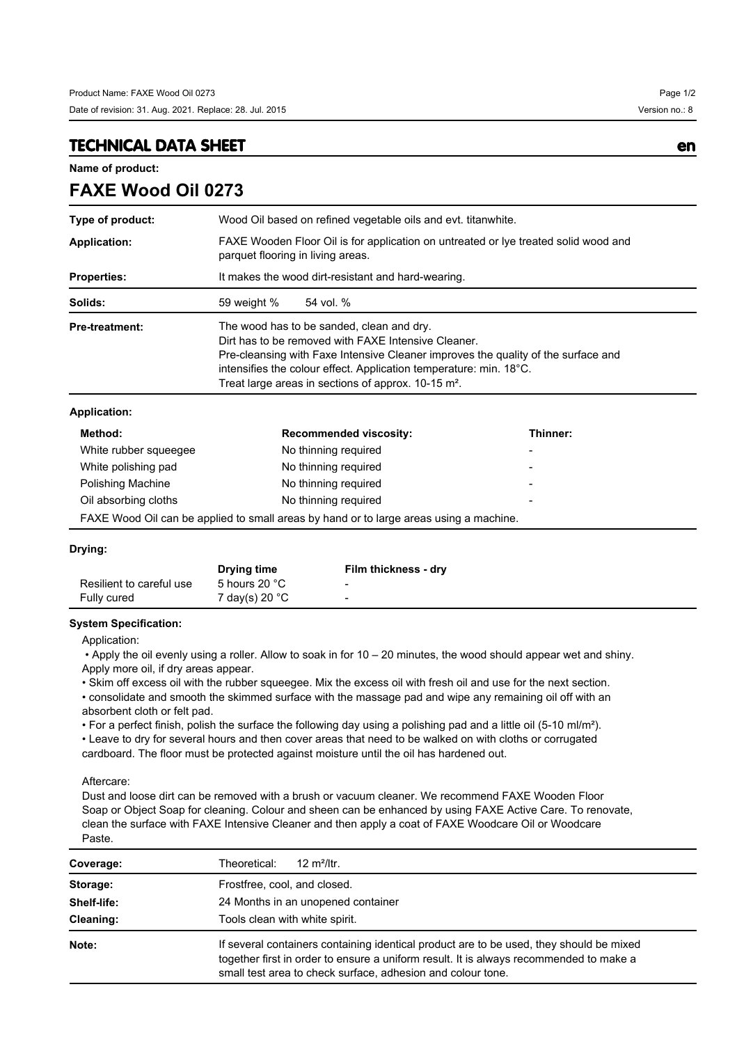# TECHNICAL DATA SHEET

en

**Name of product:**

## FAXE Wood Oil 0273

| | |
|---|---|
| **Type of product:** | Wood Oil based on refined vegetable oils and evt. titanwhite. |
| **Application:** | FAXE Wooden Floor Oil is for application on untreated or lye treated solid wood and parquet flooring in living areas. |
| **Properties:** | It makes the wood dirt-resistant and hard-wearing. |
| **Solids:** | 59 weight % 54 vol. % |
| **Pre-treatment:** | The wood has to be sanded, clean and dry. Dirt has to be removed with FAXE Intensive Cleaner. Pre-cleansing with Faxe Intensive Cleaner improves the quality of the surface and intensifies the colour effect. Application temperature: min. 18°C. Treat large areas in sections of approx. 10-15 m². |

**Application:**

| Method: | Recommended viscosity: | Thinner: |
|---|---|---|
| White rubber squeegee | No thinning required | - |
| White polishing pad | No thinning required | - |
| Polishing Machine | No thinning required | - |
| Oil absorbing cloths | No thinning required | - |

FAXE Wood Oil can be applied to small areas by hand or to large areas using a machine.

**Drying:**

| | Drying time | Film thickness - dry |
|---|---|---|
| Resilient to careful use | 5 hours 20 °C | - |
| Fully cured | 7 day(s) 20 °C | - |

**System Specification:**

Application:

- Apply the oil evenly using a roller. Allow to soak in for 10 – 20 minutes, the wood should appear wet and shiny. Apply more oil, if dry areas appear.
- Skim off excess oil with the rubber squeegee. Mix the excess oil with fresh oil and use for the next section.
- consolidate and smooth the skimmed surface with the massage pad and wipe any remaining oil off with an absorbent cloth or felt pad.
- For a perfect finish, polish the surface the following day using a polishing pad and a little oil (5-10 ml/m²).
- Leave to dry for several hours and then cover areas that need to be walked on with cloths or corrugated cardboard. The floor must be protected against moisture until the oil has hardened out.

Aftercare:

Dust and loose dirt can be removed with a brush or vacuum cleaner. We recommend FAXE Wooden Floor Soap or Object Soap for cleaning. Colour and sheen can be enhanced by using FAXE Active Care. To renovate, clean the surface with FAXE Intensive Cleaner and then apply a coat of FAXE Woodcare Oil or Woodcare Paste.

| | |
|---|---|
| **Coverage:** | Theoretical: 12 m²/ltr. |
| **Storage:** | Frostfree, cool, and closed. |
| **Shelf-life:** | 24 Months in an unopened container |
| **Cleaning:** | Tools clean with white spirit. |
| **Note:** | If several containers containing identical product are to be used, they should be mixed together first in order to ensure a uniform result. It is always recommended to make a small test area to check surface, adhesion and colour tone. |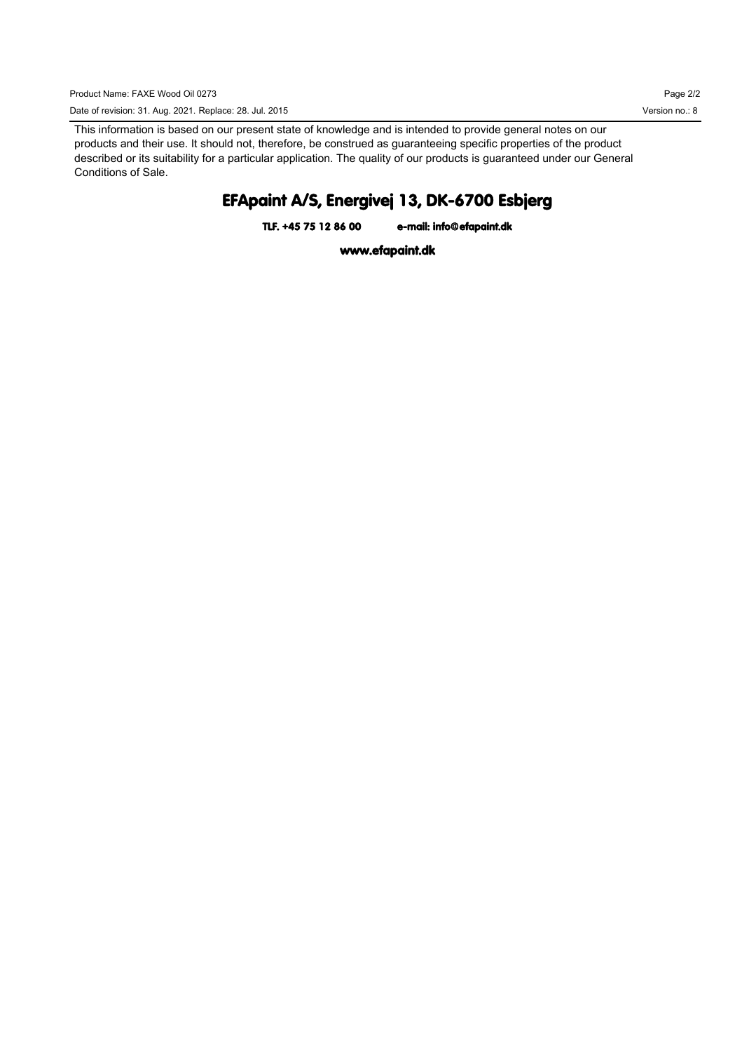This information is based on our present state of knowledge and is intended to provide general notes on our products and their use. It should not, therefore, be construed as guaranteeing specific properties of the product described or its suitability for a particular application. The quality of our products is guaranteed under our General Conditions of Sale.

**EFApaint A/S, Energivej 13, DK-6700 Esbjerg**

**TLF. +45 75 12 86 00 e-mail: info@efapaint.dk**

**www.efapaint.dk**